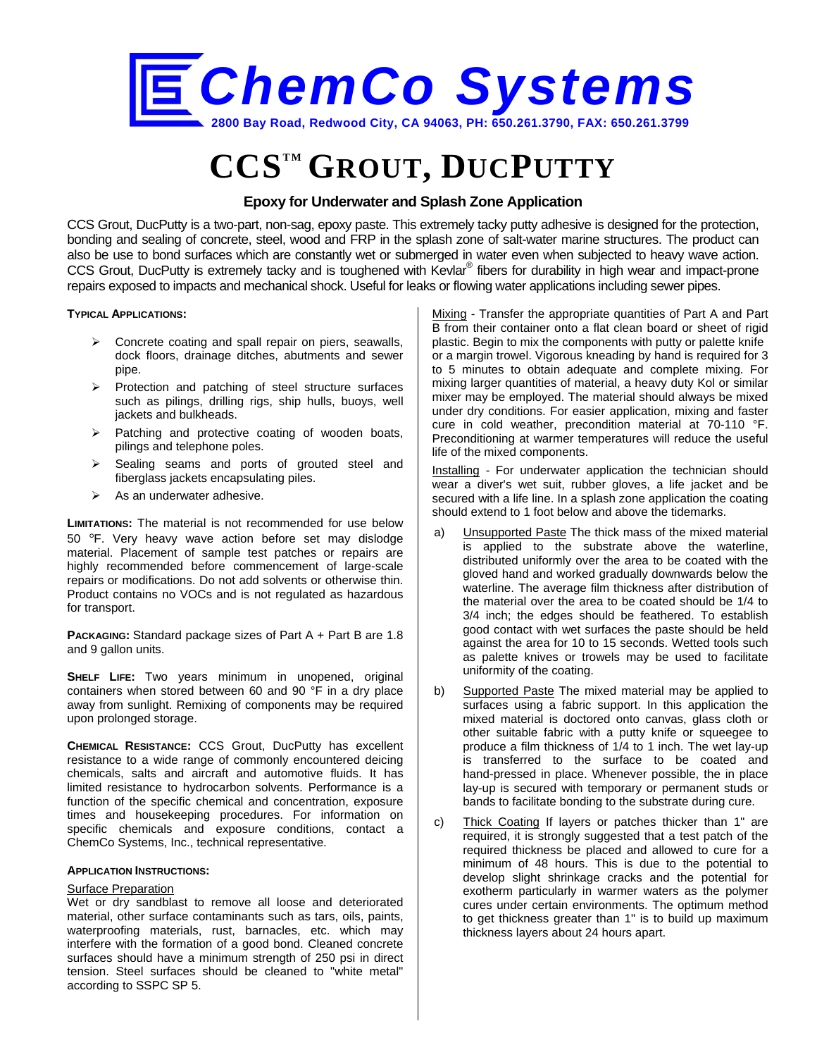# ChemCo Systems

**2800 Bay Road, Redwood City, CA 94063, PH: 650.261.3790, FAX: 650.261.3799**

# CCS™ GROUT, DUCPUTTY

## Epoxy for Underwater and Splash Zone Application

CCS Grout, DucPutty is a two-part, non-sag, epoxy paste. This extremely tacky putty adhesive is designed for the protection, bonding and sealing of concrete, steel, wood and FRP in the splash zone of salt-water marine structures. The product can also be use to bond surfaces which are constantly wet or submerged in water even when subjected to heavy wave action. CCS Grout, DucPutty is extremely tacky and is toughened with Kevlar® fibers for durability in high wear and impact-prone repairs exposed to impacts and mechanical shock. Useful for leaks or flowing water applications including sewer pipes.

**TYPICAL APPLICATIONS:**

- Concrete coating and spall repair on piers, seawalls, dock floors, drainage ditches, abutments and sewer pipe.
- Protection and patching of steel structure surfaces such as pilings, drilling rigs, ship hulls, buoys, well jackets and bulkheads.
- Patching and protective coating of wooden boats, pilings and telephone poles.
- Sealing seams and ports of grouted steel and fiberglass jackets encapsulating piles.
- As an underwater adhesive.

**LIMITATIONS:** The material is not recommended for use below 50 °F. Very heavy wave action before set may dislodge material. Placement of sample test patches or repairs are highly recommended before commencement of large-scale repairs or modifications. Do not add solvents or otherwise thin. Product contains no VOCs and is not regulated as hazardous for transport.

**PACKAGING:** Standard package sizes of Part A + Part B are 1.8 and 9 gallon units.

**SHELF LIFE:** Two years minimum in unopened, original containers when stored between 60 and 90 °F in a dry place away from sunlight. Remixing of components may be required upon prolonged storage.

**CHEMICAL RESISTANCE:** CCS Grout, DucPutty has excellent resistance to a wide range of commonly encountered deicing chemicals, salts and aircraft and automotive fluids. It has limited resistance to hydrocarbon solvents. Performance is a function of the specific chemical and concentration, exposure times and housekeeping procedures. For information on specific chemicals and exposure conditions, contact a ChemCo Systems, Inc., technical representative.

**APPLICATION INSTRUCTIONS:**

Surface Preparation
Wet or dry sandblast to remove all loose and deteriorated material, other surface contaminants such as tars, oils, paints, waterproofing materials, rust, barnacles, etc. which may interfere with the formation of a good bond. Cleaned concrete surfaces should have a minimum strength of 250 psi in direct tension. Steel surfaces should be cleaned to "white metal" according to SSPC SP 5.

Mixing - Transfer the appropriate quantities of Part A and Part B from their container onto a flat clean board or sheet of rigid plastic. Begin to mix the components with putty or palette knife or a margin trowel. Vigorous kneading by hand is required for 3 to 5 minutes to obtain adequate and complete mixing. For mixing larger quantities of material, a heavy duty Kol or similar mixer may be employed. The material should always be mixed under dry conditions. For easier application, mixing and faster cure in cold weather, precondition material at 70-110 °F. Preconditioning at warmer temperatures will reduce the useful life of the mixed components.

Installing - For underwater application the technician should wear a diver's wet suit, rubber gloves, a life jacket and be secured with a life line. In a splash zone application the coating should extend to 1 foot below and above the tidemarks.

a) Unsupported Paste The thick mass of the mixed material is applied to the substrate above the waterline, distributed uniformly over the area to be coated with the gloved hand and worked gradually downwards below the waterline. The average film thickness after distribution of the material over the area to be coated should be 1/4 to 3/4 inch; the edges should be feathered. To establish good contact with wet surfaces the paste should be held against the area for 10 to 15 seconds. Wetted tools such as palette knives or trowels may be used to facilitate uniformity of the coating.

b) Supported Paste The mixed material may be applied to surfaces using a fabric support. In this application the mixed material is doctored onto canvas, glass cloth or other suitable fabric with a putty knife or squeegee to produce a film thickness of 1/4 to 1 inch. The wet lay-up is transferred to the surface to be coated and hand-pressed in place. Whenever possible, the in place lay-up is secured with temporary or permanent studs or bands to facilitate bonding to the substrate during cure.

c) Thick Coating If layers or patches thicker than 1" are required, it is strongly suggested that a test patch of the required thickness be placed and allowed to cure for a minimum of 48 hours. This is due to the potential to develop slight shrinkage cracks and the potential for exotherm particularly in warmer waters as the polymer cures under certain environments. The optimum method to get thickness greater than 1" is to build up maximum thickness layers about 24 hours apart.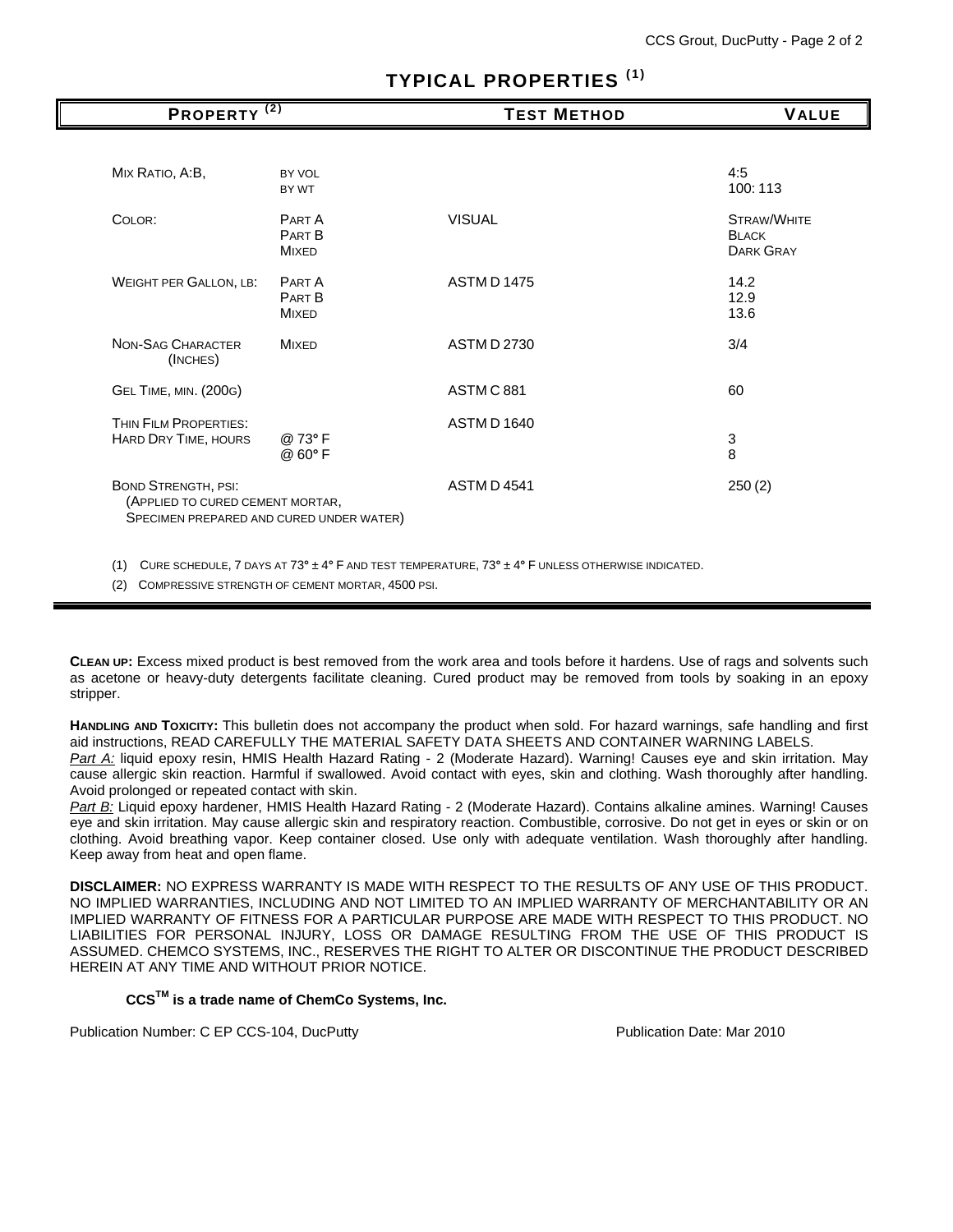## TYPICAL PROPERTIES [1]

| Property [2] | | Test Method | Value |
|---|---|---|---|
| Mix Ratio, A:B, | by vol<br>by wt | | 4:5<br>100: 113 |
| Color: | Part A<br>Part B<br>Mixed | Visual | Straw/White<br>Black<br>Dark Gray |
| Weight per Gallon, lb: | Part A<br>Part B<br>Mixed | ASTM D 1475 | 14.2<br>12.9<br>13.6 |
| Non-Sag Character (Inches) | Mixed | ASTM D 2730 | 3/4 |
| Gel Time, min. (200g) | | ASTM C 881 | 60 |
| Thin Film Properties:<br>Hard Dry Time, hours | <br>@ 73° F<br>@ 60° F | ASTM D 1640 | <br>3<br>8 |
| Bond Strength, psi:<br>(Applied to cured cement mortar, specimen prepared and cured under water) | | ASTM D 4541 | 250 (2) |

(1) Cure schedule, 7 days at 73° ± 4° F and test temperature, 73° ± 4° F unless otherwise indicated.

(2) Compressive strength of cement mortar, 4500 psi.

**Clean up:** Excess mixed product is best removed from the work area and tools before it hardens. Use of rags and solvents such as acetone or heavy-duty detergents facilitate cleaning. Cured product may be removed from tools by soaking in an epoxy stripper.

**Handling and Toxicity:** This bulletin does not accompany the product when sold. For hazard warnings, safe handling and first aid instructions, READ CAREFULLY THE MATERIAL SAFETY DATA SHEETS AND CONTAINER WARNING LABELS.

*Part A:* liquid epoxy resin, HMIS Health Hazard Rating - 2 (Moderate Hazard). Warning! Causes eye and skin irritation. May cause allergic skin reaction. Harmful if swallowed. Avoid contact with eyes, skin and clothing. Wash thoroughly after handling. Avoid prolonged or repeated contact with skin.

*Part B:* Liquid epoxy hardener, HMIS Health Hazard Rating - 2 (Moderate Hazard). Contains alkaline amines. Warning! Causes eye and skin irritation. May cause allergic skin and respiratory reaction. Combustible, corrosive. Do not get in eyes or skin or on clothing. Avoid breathing vapor. Keep container closed. Use only with adequate ventilation. Wash thoroughly after handling. Keep away from heat and open flame.

**DISCLAIMER:** NO EXPRESS WARRANTY IS MADE WITH RESPECT TO THE RESULTS OF ANY USE OF THIS PRODUCT. NO IMPLIED WARRANTIES, INCLUDING AND NOT LIMITED TO AN IMPLIED WARRANTY OF MERCHANTABILITY OR AN IMPLIED WARRANTY OF FITNESS FOR A PARTICULAR PURPOSE ARE MADE WITH RESPECT TO THIS PRODUCT. NO LIABILITIES FOR PERSONAL INJURY, LOSS OR DAMAGE RESULTING FROM THE USE OF THIS PRODUCT IS ASSUMED. CHEMCO SYSTEMS, INC., RESERVES THE RIGHT TO ALTER OR DISCONTINUE THE PRODUCT DESCRIBED HEREIN AT ANY TIME AND WITHOUT PRIOR NOTICE.

**CCS™ is a trade name of ChemCo Systems, Inc.**

Publication Number: C EP CCS-104, DucPutty

Publication Date: Mar 2010